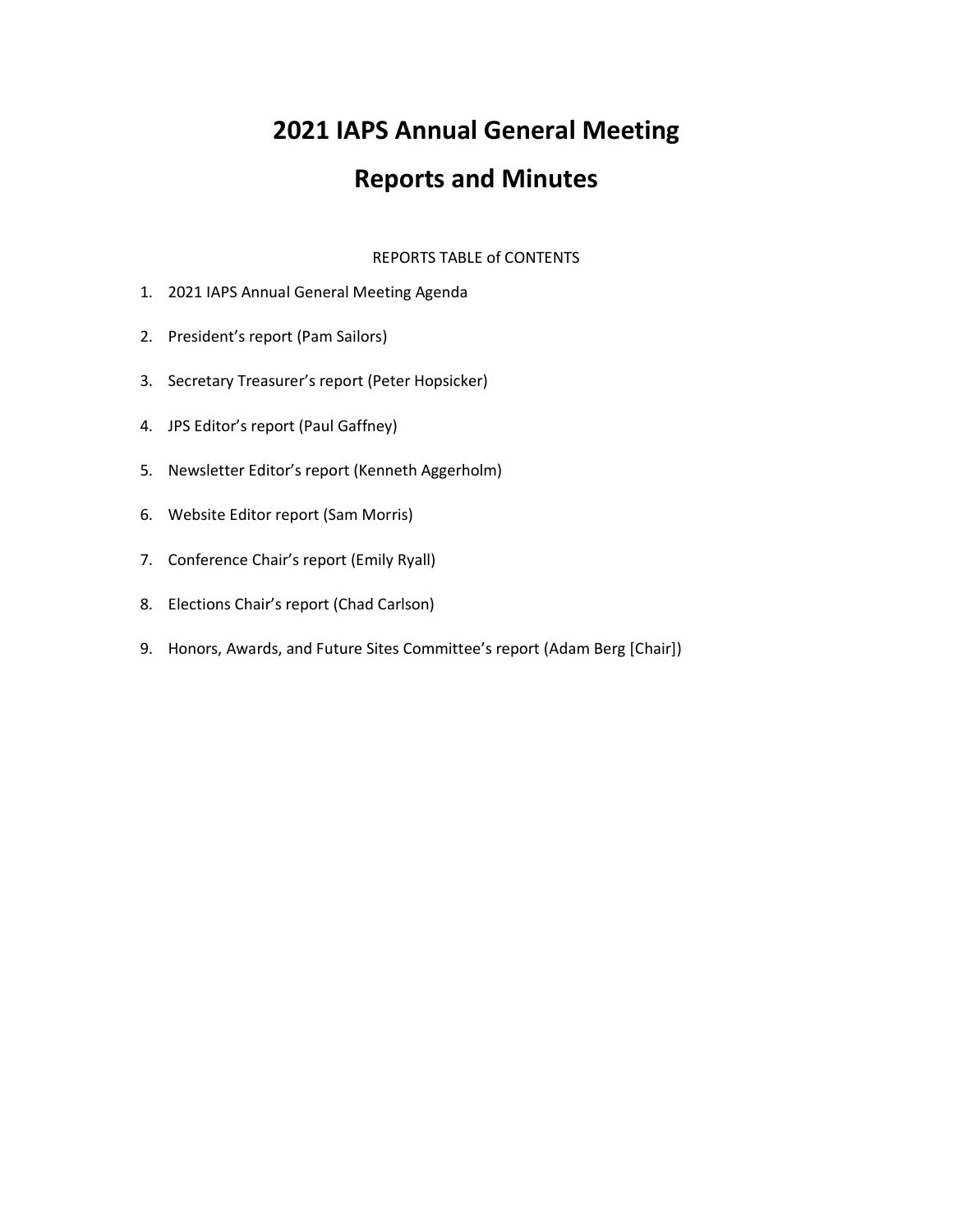# 2021 IAPS Annual General Meeting

# Reports and Minutes

REPORTS TABLE of CONTENTS

1. 2021 IAPS Annual General Meeting Agenda
2. President's report (Pam Sailors)
3. Secretary Treasurer's report (Peter Hopsicker)
4. JPS Editor's report (Paul Gaffney)
5. Newsletter Editor's report (Kenneth Aggerholm)
6. Website Editor report (Sam Morris)
7. Conference Chair's report (Emily Ryall)
8. Elections Chair's report (Chad Carlson)
9. Honors, Awards, and Future Sites Committee's report (Adam Berg [Chair])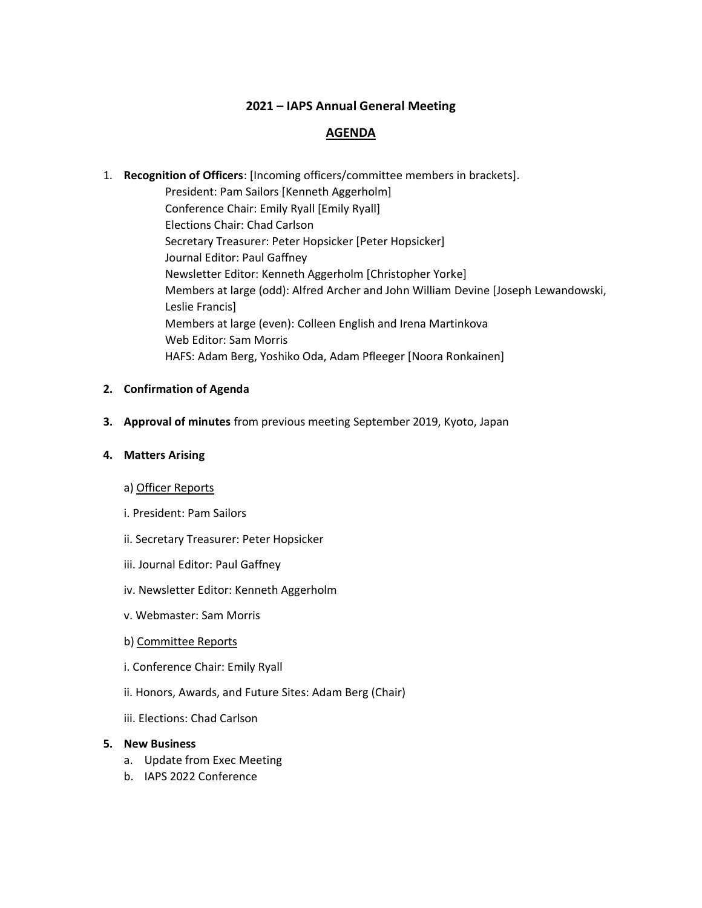## 2021 – IAPS Annual General Meeting

## AGENDA

1. **Recognition of Officers**: [Incoming officers/committee members in brackets].
   - President: Pam Sailors [Kenneth Aggerholm]
   - Conference Chair: Emily Ryall [Emily Ryall]
   - Elections Chair: Chad Carlson
   - Secretary Treasurer: Peter Hopsicker [Peter Hopsicker]
   - Journal Editor: Paul Gaffney
   - Newsletter Editor: Kenneth Aggerholm [Christopher Yorke]
   - Members at large (odd): Alfred Archer and John William Devine [Joseph Lewandowski, Leslie Francis]
   - Members at large (even): Colleen English and Irena Martinkova
   - Web Editor: Sam Morris
   - HAFS: Adam Berg, Yoshiko Oda, Adam Pfleeger [Noora Ronkainen]

2. **Confirmation of Agenda**

3. **Approval of minutes** from previous meeting September 2019, Kyoto, Japan

4. **Matters Arising**

   a) Officer Reports

   i. President: Pam Sailors

   ii. Secretary Treasurer: Peter Hopsicker

   iii. Journal Editor: Paul Gaffney

   iv. Newsletter Editor: Kenneth Aggerholm

   v. Webmaster: Sam Morris

   b) Committee Reports

   i. Conference Chair: Emily Ryall

   ii. Honors, Awards, and Future Sites: Adam Berg (Chair)

   iii. Elections: Chad Carlson

5. **New Business**
   a. Update from Exec Meeting
   b. IAPS 2022 Conference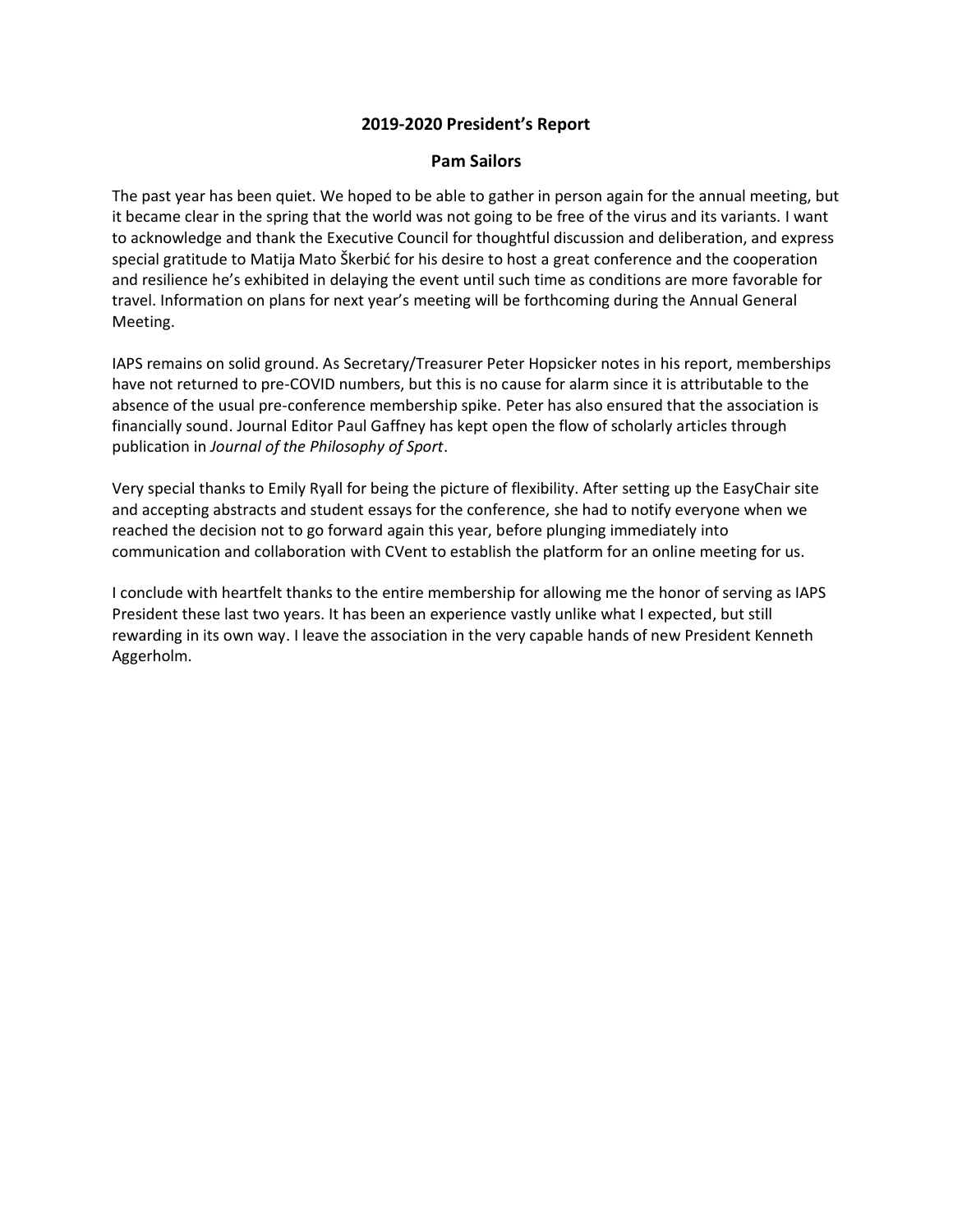## 2019-2020 President's Report

### Pam Sailors

The past year has been quiet. We hoped to be able to gather in person again for the annual meeting, but it became clear in the spring that the world was not going to be free of the virus and its variants. I want to acknowledge and thank the Executive Council for thoughtful discussion and deliberation, and express special gratitude to Matija Mato Škerbić for his desire to host a great conference and the cooperation and resilience he's exhibited in delaying the event until such time as conditions are more favorable for travel. Information on plans for next year's meeting will be forthcoming during the Annual General Meeting.

IAPS remains on solid ground. As Secretary/Treasurer Peter Hopsicker notes in his report, memberships have not returned to pre-COVID numbers, but this is no cause for alarm since it is attributable to the absence of the usual pre-conference membership spike. Peter has also ensured that the association is financially sound. Journal Editor Paul Gaffney has kept open the flow of scholarly articles through publication in *Journal of the Philosophy of Sport*.

Very special thanks to Emily Ryall for being the picture of flexibility. After setting up the EasyChair site and accepting abstracts and student essays for the conference, she had to notify everyone when we reached the decision not to go forward again this year, before plunging immediately into communication and collaboration with CVent to establish the platform for an online meeting for us.

I conclude with heartfelt thanks to the entire membership for allowing me the honor of serving as IAPS President these last two years. It has been an experience vastly unlike what I expected, but still rewarding in its own way. I leave the association in the very capable hands of new President Kenneth Aggerholm.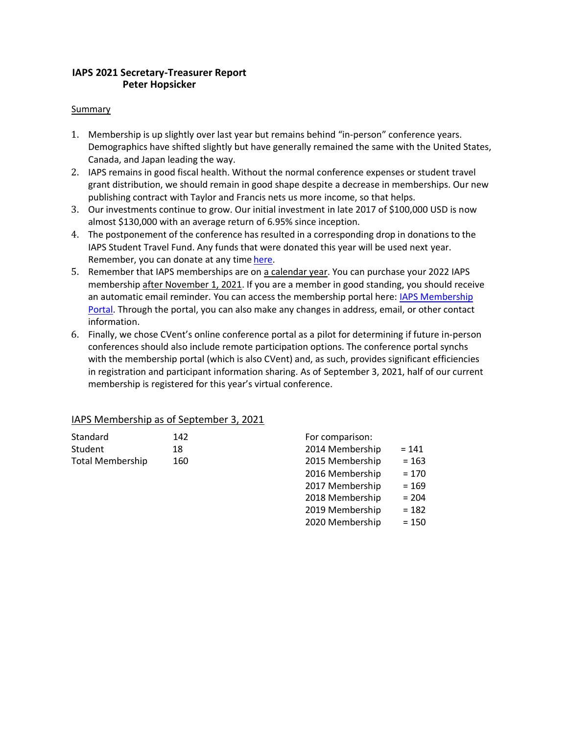# IAPS 2021 Secretary-Treasurer Report
## Peter Hopsicker

Summary

1. Membership is up slightly over last year but remains behind "in-person" conference years. Demographics have shifted slightly but have generally remained the same with the United States, Canada, and Japan leading the way.
2. IAPS remains in good fiscal health. Without the normal conference expenses or student travel grant distribution, we should remain in good shape despite a decrease in memberships. Our new publishing contract with Taylor and Francis nets us more income, so that helps.
3. Our investments continue to grow. Our initial investment in late 2017 of $100,000 USD is now almost $130,000 with an average return of 6.95% since inception.
4. The postponement of the conference has resulted in a corresponding drop in donations to the IAPS Student Travel Fund. Any funds that were donated this year will be used next year. Remember, you can donate at any time here.
5. Remember that IAPS memberships are on a calendar year. You can purchase your 2022 IAPS membership after November 1, 2021. If you are a member in good standing, you should receive an automatic email reminder. You can access the membership portal here: IAPS Membership Portal. Through the portal, you can also make any changes in address, email, or other contact information.
6. Finally, we chose CVent's online conference portal as a pilot for determining if future in-person conferences should also include remote participation options. The conference portal synchs with the membership portal (which is also CVent) and, as such, provides significant efficiencies in registration and participant information sharing. As of September 3, 2021, half of our current membership is registered for this year's virtual conference.

IAPS Membership as of September 3, 2021

| | |
|---|---|
| Standard | 142 |
| Student | 18 |
| Total Membership | 160 |

For comparison:

| | |
|---|---|
| 2014 Membership | = 141 |
| 2015 Membership | = 163 |
| 2016 Membership | = 170 |
| 2017 Membership | = 169 |
| 2018 Membership | = 204 |
| 2019 Membership | = 182 |
| 2020 Membership | = 150 |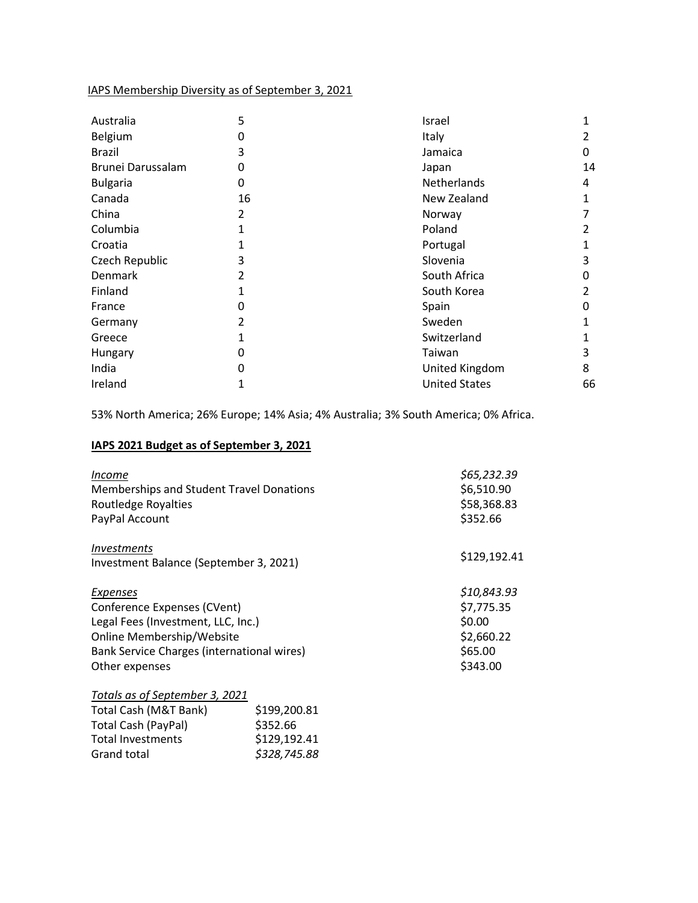IAPS Membership Diversity as of September 3, 2021

| Country | Members | Country | Members |
|---|---|---|---|
| Australia | 5 | Israel | 1 |
| Belgium | 0 | Italy | 2 |
| Brazil | 3 | Jamaica | 0 |
| Brunei Darussalam | 0 | Japan | 14 |
| Bulgaria | 0 | Netherlands | 4 |
| Canada | 16 | New Zealand | 1 |
| China | 2 | Norway | 7 |
| Columbia | 1 | Poland | 2 |
| Croatia | 1 | Portugal | 1 |
| Czech Republic | 3 | Slovenia | 3 |
| Denmark | 2 | South Africa | 0 |
| Finland | 1 | South Korea | 2 |
| France | 0 | Spain | 0 |
| Germany | 2 | Sweden | 1 |
| Greece | 1 | Switzerland | 1 |
| Hungary | 0 | Taiwan | 3 |
| India | 0 | United Kingdom | 8 |
| Ireland | 1 | United States | 66 |

53% North America; 26% Europe; 14% Asia; 4% Australia; 3% South America; 0% Africa.

**IAPS 2021 Budget as of September 3, 2021**

| | |
|---|---|
| *Income* | *$65,232.39* |
| Memberships and Student Travel Donations | $6,510.90 |
| Routledge Royalties | $58,368.83 |
| PayPal Account | $352.66 |
| | |
| *Investments* | |
| Investment Balance (September 3, 2021) | $129,192.41 |
| | |
| *Expenses* | *$10,843.93* |
| Conference Expenses (CVent) | $7,775.35 |
| Legal Fees (Investment, LLC, Inc.) | $0.00 |
| Online Membership/Website | $2,660.22 |
| Bank Service Charges (international wires) | $65.00 |
| Other expenses | $343.00 |

*Totals as of September 3, 2021*

| | |
|---|---|
| Total Cash (M&T Bank) | $199,200.81 |
| Total Cash (PayPal) | $352.66 |
| Total Investments | $129,192.41 |
| Grand total | *$328,745.88* |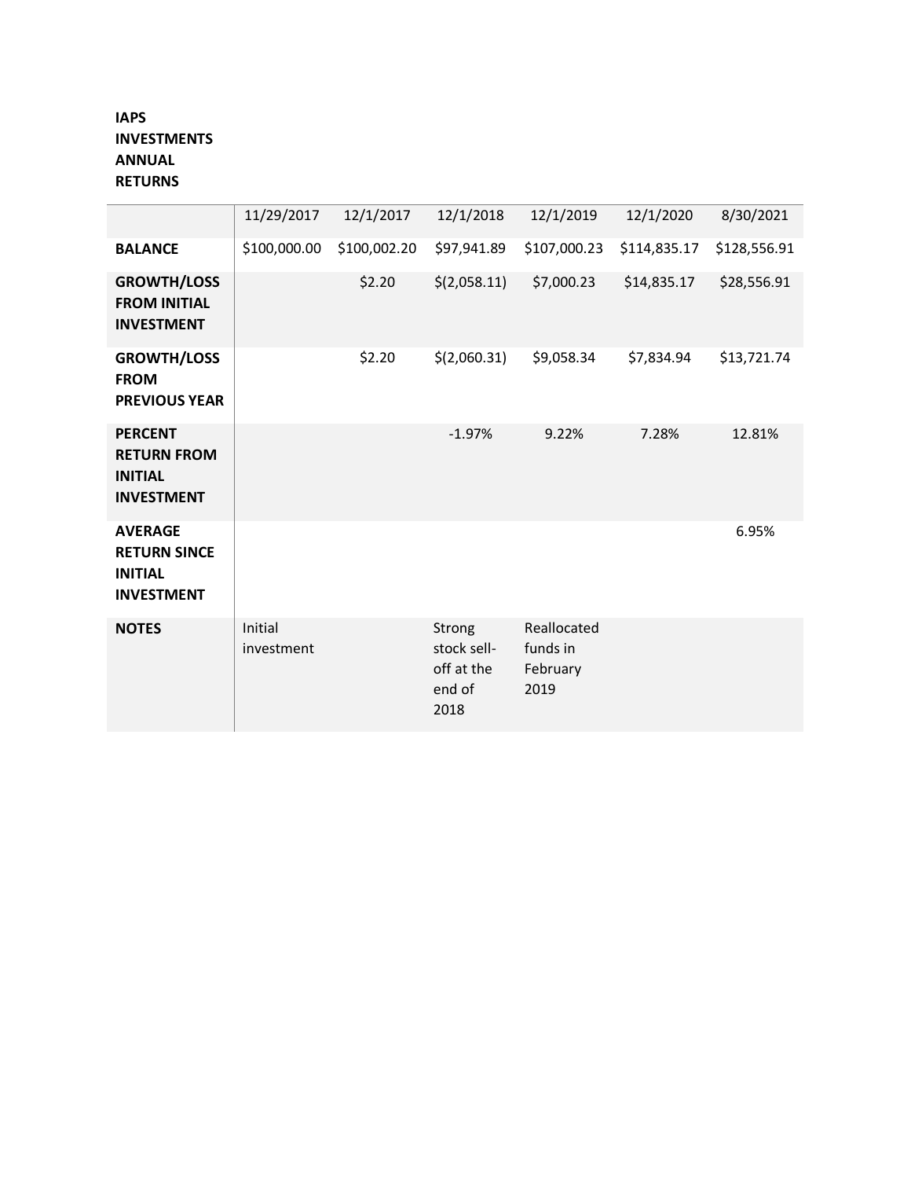**IAPS INVESTMENTS ANNUAL RETURNS**

| | 11/29/2017 | 12/1/2017 | 12/1/2018 | 12/1/2019 | 12/1/2020 | 8/30/2021 |
|---|---|---|---|---|---|---|
| **BALANCE** | $100,000.00 | $100,002.20 | $97,941.89 | $107,000.23 | $114,835.17 | $128,556.91 |
| **GROWTH/LOSS FROM INITIAL INVESTMENT** | | $2.20 | $(2,058.11) | $7,000.23 | $14,835.17 | $28,556.91 |
| **GROWTH/LOSS FROM PREVIOUS YEAR** | | $2.20 | $(2,060.31) | $9,058.34 | $7,834.94 | $13,721.74 |
| **PERCENT RETURN FROM INITIAL INVESTMENT** | | | -1.97% | 9.22% | 7.28% | 12.81% |
| **AVERAGE RETURN SINCE INITIAL INVESTMENT** | | | | | | 6.95% |
| **NOTES** | Initial investment | | Strong stock sell-off at the end of 2018 | Reallocated funds in February 2019 | | |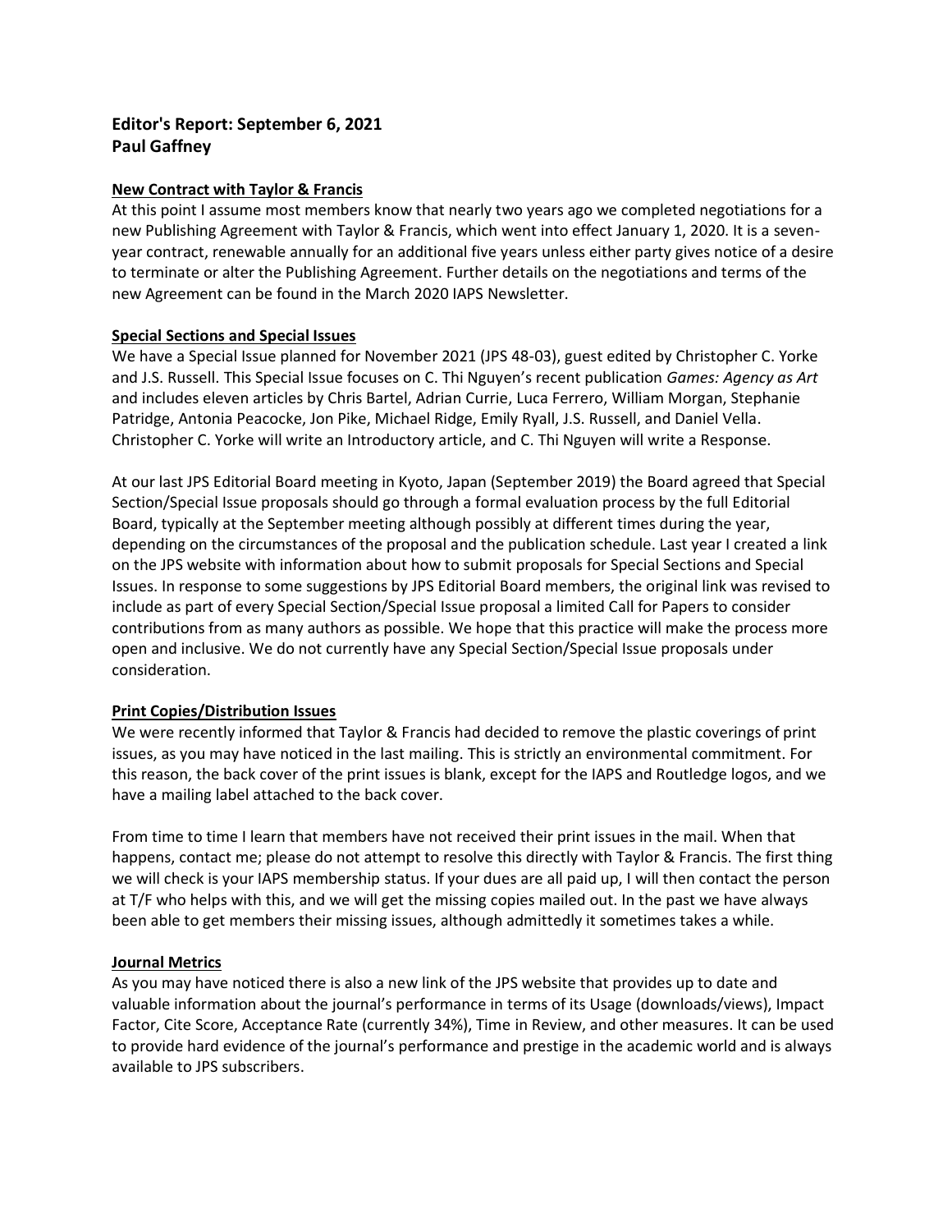**Editor's Report: September 6, 2021**
**Paul Gaffney**

**New Contract with Taylor & Francis**

At this point I assume most members know that nearly two years ago we completed negotiations for a new Publishing Agreement with Taylor & Francis, which went into effect January 1, 2020. It is a seven-year contract, renewable annually for an additional five years unless either party gives notice of a desire to terminate or alter the Publishing Agreement. Further details on the negotiations and terms of the new Agreement can be found in the March 2020 IAPS Newsletter.

**Special Sections and Special Issues**

We have a Special Issue planned for November 2021 (JPS 48-03), guest edited by Christopher C. Yorke and J.S. Russell. This Special Issue focuses on C. Thi Nguyen's recent publication *Games: Agency as Art* and includes eleven articles by Chris Bartel, Adrian Currie, Luca Ferrero, William Morgan, Stephanie Patridge, Antonia Peacocke, Jon Pike, Michael Ridge, Emily Ryall, J.S. Russell, and Daniel Vella. Christopher C. Yorke will write an Introductory article, and C. Thi Nguyen will write a Response.

At our last JPS Editorial Board meeting in Kyoto, Japan (September 2019) the Board agreed that Special Section/Special Issue proposals should go through a formal evaluation process by the full Editorial Board, typically at the September meeting although possibly at different times during the year, depending on the circumstances of the proposal and the publication schedule. Last year I created a link on the JPS website with information about how to submit proposals for Special Sections and Special Issues. In response to some suggestions by JPS Editorial Board members, the original link was revised to include as part of every Special Section/Special Issue proposal a limited Call for Papers to consider contributions from as many authors as possible. We hope that this practice will make the process more open and inclusive. We do not currently have any Special Section/Special Issue proposals under consideration.

**Print Copies/Distribution Issues**

We were recently informed that Taylor & Francis had decided to remove the plastic coverings of print issues, as you may have noticed in the last mailing. This is strictly an environmental commitment. For this reason, the back cover of the print issues is blank, except for the IAPS and Routledge logos, and we have a mailing label attached to the back cover.

From time to time I learn that members have not received their print issues in the mail. When that happens, contact me; please do not attempt to resolve this directly with Taylor & Francis. The first thing we will check is your IAPS membership status. If your dues are all paid up, I will then contact the person at T/F who helps with this, and we will get the missing copies mailed out. In the past we have always been able to get members their missing issues, although admittedly it sometimes takes a while.

**Journal Metrics**

As you may have noticed there is also a new link of the JPS website that provides up to date and valuable information about the journal's performance in terms of its Usage (downloads/views), Impact Factor, Cite Score, Acceptance Rate (currently 34%), Time in Review, and other measures. It can be used to provide hard evidence of the journal's performance and prestige in the academic world and is always available to JPS subscribers.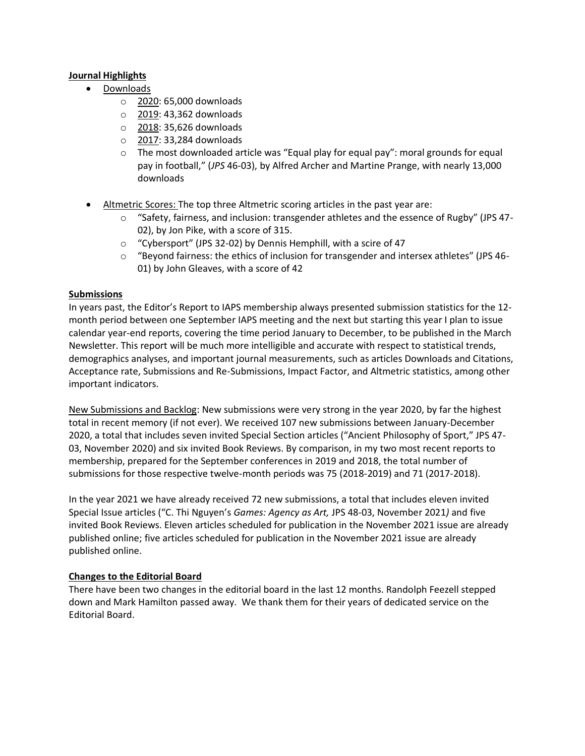**Journal Highlights**

- Downloads
  - 2020: 65,000 downloads
  - 2019: 43,362 downloads
  - 2018: 35,626 downloads
  - 2017: 33,284 downloads
  - The most downloaded article was "Equal play for equal pay": moral grounds for equal pay in football," (*JPS* 46-03), by Alfred Archer and Martine Prange, with nearly 13,000 downloads
- Altmetric Scores: The top three Altmetric scoring articles in the past year are:
  - "Safety, fairness, and inclusion: transgender athletes and the essence of Rugby" (JPS 47-02), by Jon Pike, with a score of 315.
  - "Cybersport" (JPS 32-02) by Dennis Hemphill, with a scire of 47
  - "Beyond fairness: the ethics of inclusion for transgender and intersex athletes" (JPS 46-01) by John Gleaves, with a score of 42

**Submissions**

In years past, the Editor's Report to IAPS membership always presented submission statistics for the 12-month period between one September IAPS meeting and the next but starting this year I plan to issue calendar year-end reports, covering the time period January to December, to be published in the March Newsletter. This report will be much more intelligible and accurate with respect to statistical trends, demographics analyses, and important journal measurements, such as articles Downloads and Citations, Acceptance rate, Submissions and Re-Submissions, Impact Factor, and Altmetric statistics, among other important indicators.

New Submissions and Backlog: New submissions were very strong in the year 2020, by far the highest total in recent memory (if not ever). We received 107 new submissions between January-December 2020, a total that includes seven invited Special Section articles ("Ancient Philosophy of Sport," JPS 47-03, November 2020) and six invited Book Reviews. By comparison, in my two most recent reports to membership, prepared for the September conferences in 2019 and 2018, the total number of submissions for those respective twelve-month periods was 75 (2018-2019) and 71 (2017-2018).

In the year 2021 we have already received 72 new submissions, a total that includes eleven invited Special Issue articles ("C. Thi Nguyen's *Games: Agency as Art,* JPS 48-03, November 2021*)* and five invited Book Reviews. Eleven articles scheduled for publication in the November 2021 issue are already published online; five articles scheduled for publication in the November 2021 issue are already published online.

**Changes to the Editorial Board**

There have been two changes in the editorial board in the last 12 months. Randolph Feezell stepped down and Mark Hamilton passed away. We thank them for their years of dedicated service on the Editorial Board.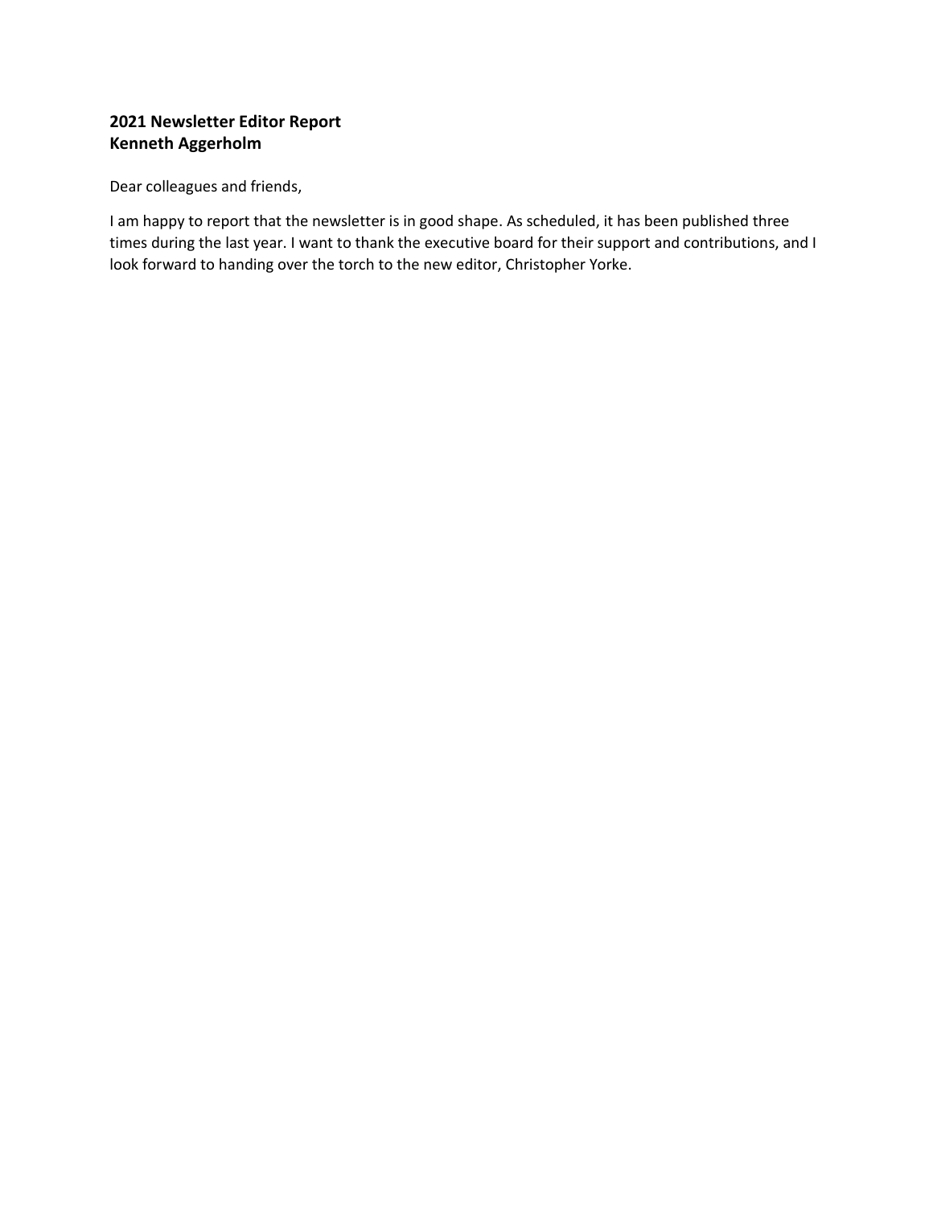**2021 Newsletter Editor Report**
**Kenneth Aggerholm**

Dear colleagues and friends,

I am happy to report that the newsletter is in good shape. As scheduled, it has been published three times during the last year. I want to thank the executive board for their support and contributions, and I look forward to handing over the torch to the new editor, Christopher Yorke.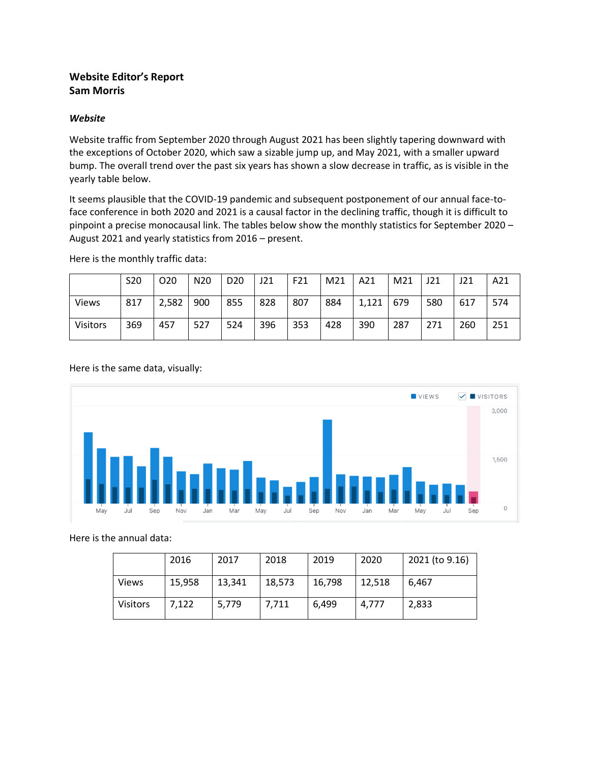**Website Editor's Report**
**Sam Morris**

***Website***

Website traffic from September 2020 through August 2021 has been slightly tapering downward with the exceptions of October 2020, which saw a sizable jump up, and May 2021, with a smaller upward bump. The overall trend over the past six years has shown a slow decrease in traffic, as is visible in the yearly table below.

It seems plausible that the COVID-19 pandemic and subsequent postponement of our annual face-to-face conference in both 2020 and 2021 is a causal factor in the declining traffic, though it is difficult to pinpoint a precise monocausal link. The tables below show the monthly statistics for September 2020 – August 2021 and yearly statistics from 2016 – present.

Here is the monthly traffic data:

| | S20 | O20 | N20 | D20 | J21 | F21 | M21 | A21 | M21 | J21 | J21 | A21 |
|---|---|---|---|---|---|---|---|---|---|---|---|---|
| Views | 817 | 2,582 | 900 | 855 | 828 | 807 | 884 | 1,121 | 679 | 580 | 617 | 574 |
| Visitors | 369 | 457 | 527 | 524 | 396 | 353 | 428 | 390 | 287 | 271 | 260 | 251 |

Here is the same data, visually:

Here is the annual data:

| | 2016 | 2017 | 2018 | 2019 | 2020 | 2021 (to 9.16) |
|---|---|---|---|---|---|---|
| Views | 15,958 | 13,341 | 18,573 | 16,798 | 12,518 | 6,467 |
| Visitors | 7,122 | 5,779 | 7,711 | 6,499 | 4,777 | 2,833 |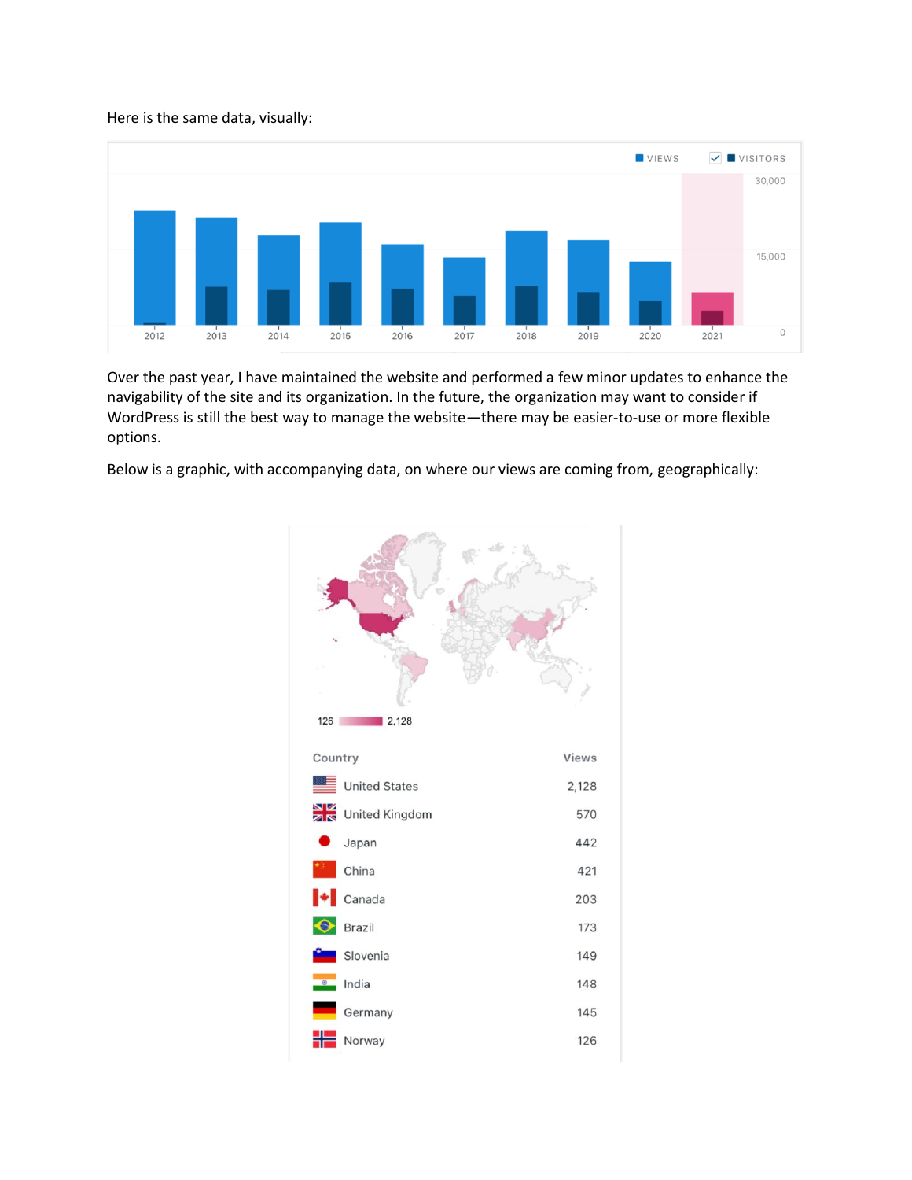Here is the same data, visually:

Over the past year, I have maintained the website and performed a few minor updates to enhance the navigability of the site and its organization. In the future, the organization may want to consider if WordPress is still the best way to manage the website—there may be easier-to-use or more flexible options.

Below is a graphic, with accompanying data, on where our views are coming from, geographically:

| Country | Views |
|---|---|
| United States | 2,128 |
| United Kingdom | 570 |
| Japan | 442 |
| China | 421 |
| Canada | 203 |
| Brazil | 173 |
| Slovenia | 149 |
| India | 148 |
| Germany | 145 |
| Norway | 126 |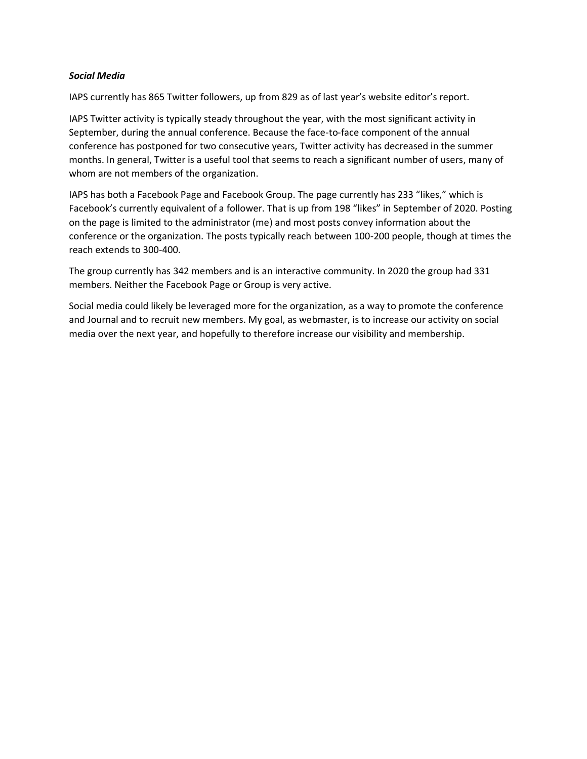***Social Media***

IAPS currently has 865 Twitter followers, up from 829 as of last year's website editor's report.

IAPS Twitter activity is typically steady throughout the year, with the most significant activity in September, during the annual conference. Because the face-to-face component of the annual conference has postponed for two consecutive years, Twitter activity has decreased in the summer months. In general, Twitter is a useful tool that seems to reach a significant number of users, many of whom are not members of the organization.

IAPS has both a Facebook Page and Facebook Group. The page currently has 233 "likes," which is Facebook's currently equivalent of a follower. That is up from 198 "likes" in September of 2020. Posting on the page is limited to the administrator (me) and most posts convey information about the conference or the organization. The posts typically reach between 100-200 people, though at times the reach extends to 300-400.

The group currently has 342 members and is an interactive community. In 2020 the group had 331 members. Neither the Facebook Page or Group is very active.

Social media could likely be leveraged more for the organization, as a way to promote the conference and Journal and to recruit new members. My goal, as webmaster, is to increase our activity on social media over the next year, and hopefully to therefore increase our visibility and membership.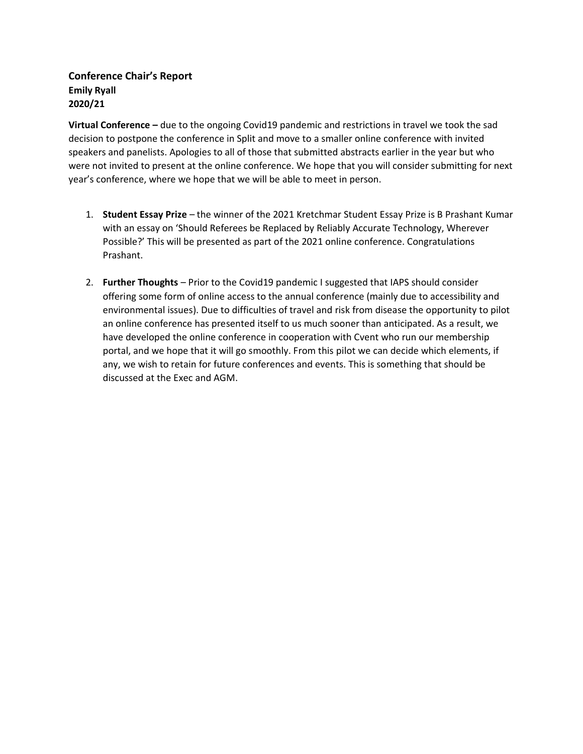### Conference Chair's Report
**Emily Ryall**
**2020/21**

**Virtual Conference –** due to the ongoing Covid19 pandemic and restrictions in travel we took the sad decision to postpone the conference in Split and move to a smaller online conference with invited speakers and panelists. Apologies to all of those that submitted abstracts earlier in the year but who were not invited to present at the online conference. We hope that you will consider submitting for next year's conference, where we hope that we will be able to meet in person.

1. **Student Essay Prize** – the winner of the 2021 Kretchmar Student Essay Prize is B Prashant Kumar with an essay on 'Should Referees be Replaced by Reliably Accurate Technology, Wherever Possible?' This will be presented as part of the 2021 online conference. Congratulations Prashant.

2. **Further Thoughts** – Prior to the Covid19 pandemic I suggested that IAPS should consider offering some form of online access to the annual conference (mainly due to accessibility and environmental issues). Due to difficulties of travel and risk from disease the opportunity to pilot an online conference has presented itself to us much sooner than anticipated. As a result, we have developed the online conference in cooperation with Cvent who run our membership portal, and we hope that it will go smoothly. From this pilot we can decide which elements, if any, we wish to retain for future conferences and events. This is something that should be discussed at the Exec and AGM.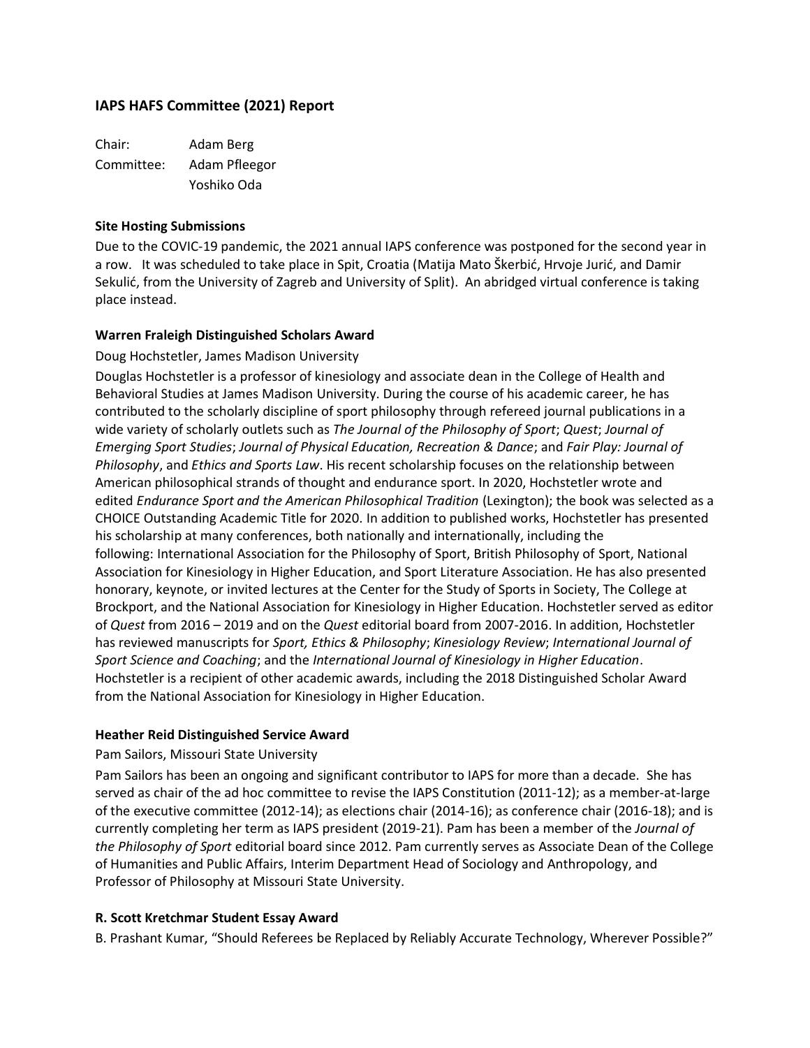## IAPS HAFS Committee (2021) Report

Chair: Adam Berg
Committee: Adam Pfleegor
Yoshiko Oda

### Site Hosting Submissions

Due to the COVIC-19 pandemic, the 2021 annual IAPS conference was postponed for the second year in a row. It was scheduled to take place in Spit, Croatia (Matija Mato Škerbić, Hrvoje Jurić, and Damir Sekulić, from the University of Zagreb and University of Split). An abridged virtual conference is taking place instead.

### Warren Fraleigh Distinguished Scholars Award

Doug Hochstetler, James Madison University

Douglas Hochstetler is a professor of kinesiology and associate dean in the College of Health and Behavioral Studies at James Madison University. During the course of his academic career, he has contributed to the scholarly discipline of sport philosophy through refereed journal publications in a wide variety of scholarly outlets such as *The Journal of the Philosophy of Sport*; *Quest*; *Journal of Emerging Sport Studies*; *Journal of Physical Education, Recreation & Dance*; and *Fair Play: Journal of Philosophy*, and *Ethics and Sports Law*. His recent scholarship focuses on the relationship between American philosophical strands of thought and endurance sport. In 2020, Hochstetler wrote and edited *Endurance Sport and the American Philosophical Tradition* (Lexington); the book was selected as a CHOICE Outstanding Academic Title for 2020. In addition to published works, Hochstetler has presented his scholarship at many conferences, both nationally and internationally, including the following: International Association for the Philosophy of Sport, British Philosophy of Sport, National Association for Kinesiology in Higher Education, and Sport Literature Association. He has also presented honorary, keynote, or invited lectures at the Center for the Study of Sports in Society, The College at Brockport, and the National Association for Kinesiology in Higher Education. Hochstetler served as editor of *Quest* from 2016 – 2019 and on the *Quest* editorial board from 2007-2016. In addition, Hochstetler has reviewed manuscripts for *Sport, Ethics & Philosophy*; *Kinesiology Review*; *International Journal of Sport Science and Coaching*; and the *International Journal of Kinesiology in Higher Education*. Hochstetler is a recipient of other academic awards, including the 2018 Distinguished Scholar Award from the National Association for Kinesiology in Higher Education.

### Heather Reid Distinguished Service Award

Pam Sailors, Missouri State University

Pam Sailors has been an ongoing and significant contributor to IAPS for more than a decade. She has served as chair of the ad hoc committee to revise the IAPS Constitution (2011-12); as a member-at-large of the executive committee (2012-14); as elections chair (2014-16); as conference chair (2016-18); and is currently completing her term as IAPS president (2019-21). Pam has been a member of the *Journal of the Philosophy of Sport* editorial board since 2012. Pam currently serves as Associate Dean of the College of Humanities and Public Affairs, Interim Department Head of Sociology and Anthropology, and Professor of Philosophy at Missouri State University.

### R. Scott Kretchmar Student Essay Award

B. Prashant Kumar, "Should Referees be Replaced by Reliably Accurate Technology, Wherever Possible?"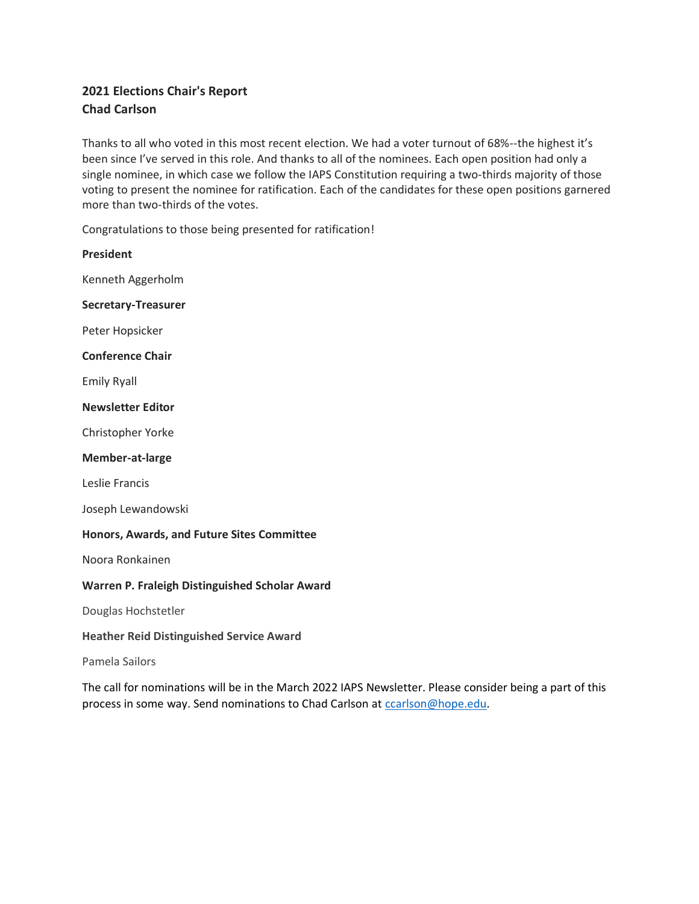## 2021 Elections Chair's Report
## Chad Carlson

Thanks to all who voted in this most recent election. We had a voter turnout of 68%--the highest it's been since I've served in this role. And thanks to all of the nominees. Each open position had only a single nominee, in which case we follow the IAPS Constitution requiring a two-thirds majority of those voting to present the nominee for ratification. Each of the candidates for these open positions garnered more than two-thirds of the votes.

Congratulations to those being presented for ratification!

**President**

Kenneth Aggerholm

**Secretary-Treasurer**

Peter Hopsicker

**Conference Chair**

Emily Ryall

**Newsletter Editor**

Christopher Yorke

**Member-at-large**

Leslie Francis

Joseph Lewandowski

**Honors, Awards, and Future Sites Committee**

Noora Ronkainen

**Warren P. Fraleigh Distinguished Scholar Award**

Douglas Hochstetler

**Heather Reid Distinguished Service Award**

Pamela Sailors

The call for nominations will be in the March 2022 IAPS Newsletter. Please consider being a part of this process in some way. Send nominations to Chad Carlson at ccarlson@hope.edu.